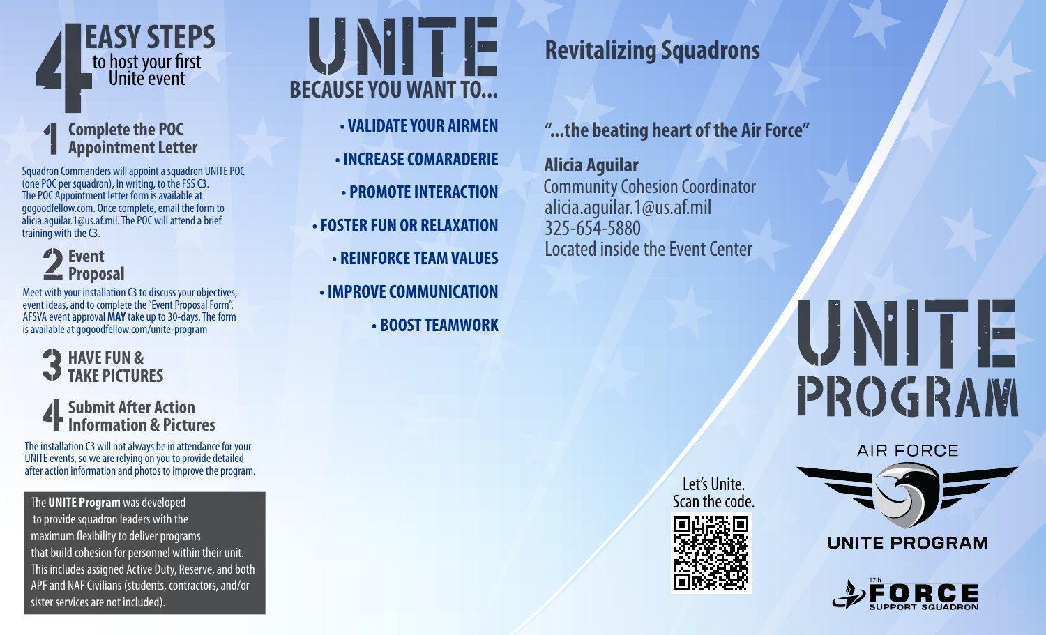# 4 EASY STEPS to host your first Unite event

## 1 Complete the POC Appointment Letter

Squadron Commanders will appoint a squadron UNITE POC (one POC per squadron), in writing, to the FSS C3. The POC Appointment letter form is available at gogoodfellow.com. Once complete, email the form to alicia.aguilar.1@us.af.mil. The POC will attend a brief training with the C3.

## 2 Event Proposal

Meet with your installation C3 to discuss your objectives, event ideas, and to complete the "Event Proposal Form". AFSVA event approval **MAY** take up to 30-days. The form is available at gogoodfellow.com/unite-program

## 3 HAVE FUN & TAKE PICTURES

## 4 Submit After Action Information & Pictures

The installation C3 will not always be in attendance for your UNITE events, so we are relying on you to provide detailed after action information and photos to improve the program.

The **UNITE Program** was developed to provide squadron leaders with the maximum flexibility to deliver programs that build cohesion for personnel within their unit. This includes assigned Active Duty, Reserve, and both APF and NAF Civilians (students, contractors, and/or sister services are not included).

# UNITE

## BECAUSE YOU WANT TO...

- VALIDATE YOUR AIRMEN
- INCREASE COMARADERIE
- PROMOTE INTERACTION
- FOSTER FUN OR RELAXATION
- REINFORCE TEAM VALUES
- IMPROVE COMMUNICATION
- BOOST TEAMWORK

## Revitalizing Squadrons

**"...the beating heart of the Air Force"**

**Alicia Aguilar**
Community Cohesion Coordinator
alicia.aguilar.1@us.af.mil
325-654-5880
Located inside the Event Center

# UNITE PROGRAM

Let's Unite.
Scan the code.

AIR FORCE
UNITE PROGRAM

17th FORCE SUPPORT SQUADRON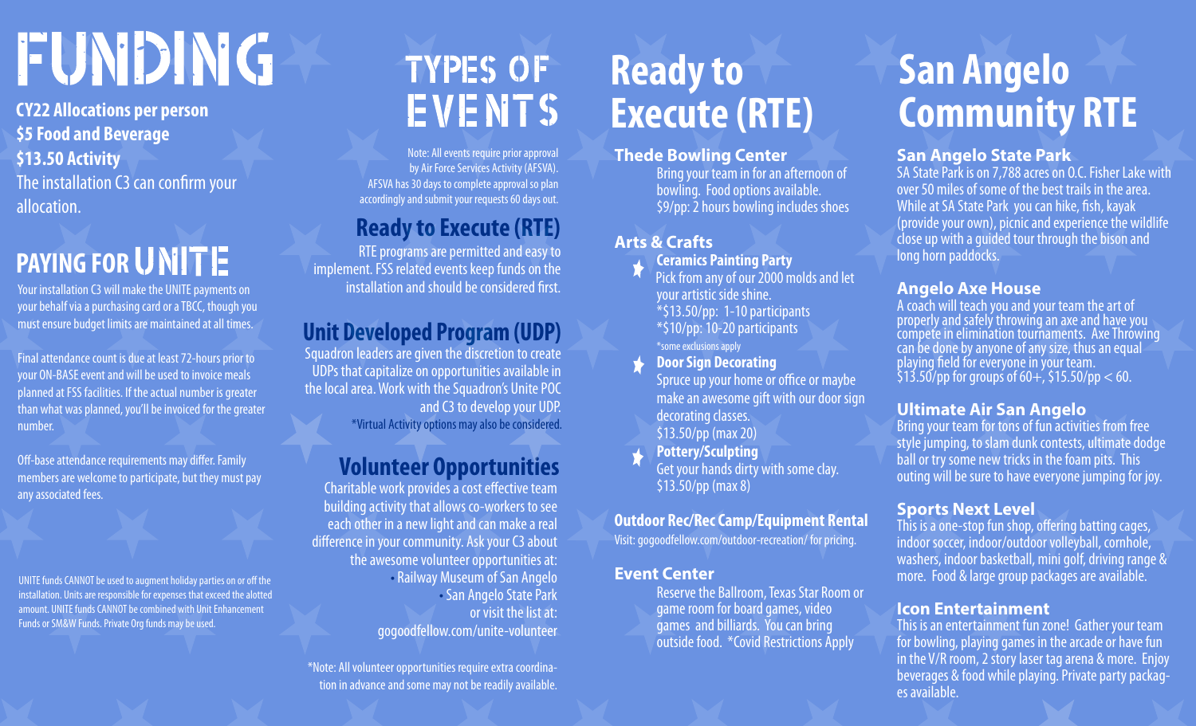# FUNDING

**CY22 Allocations per person**
**$5 Food and Beverage**
**$13.50 Activity**
The installation C3 can confirm your allocation.

## PAYING FOR UNITE

Your installation C3 will make the UNITE payments on your behalf via a purchasing card or a TBCC, though you must ensure budget limits are maintained at all times.

Final attendance count is due at least 72-hours prior to your ON-BASE event and will be used to invoice meals planned at FSS facilities. If the actual number is greater than what was planned, you'll be invoiced for the greater number.

Off-base attendance requirements may differ. Family members are welcome to participate, but they must pay any associated fees.

UNITE funds CANNOT be used to augment holiday parties on or off the installation. Units are responsible for expenses that exceed the alotted amount. UNITE funds CANNOT be combined with Unit Enhancement Funds or SM&W Funds. Private Org funds may be used.

# TYPES OF EVENTS

Note: All events require prior approval by Air Force Services Activity (AFSVA). AFSVA has 30 days to complete approval so plan accordingly and submit your requests 60 days out.

## Ready to Execute (RTE)

RTE programs are permitted and easy to implement. FSS related events keep funds on the installation and should be considered first.

## Unit Developed Program (UDP)

Squadron leaders are given the discretion to create UDPs that capitalize on opportunities available in the local area. Work with the Squadron's Unite POC and C3 to develop your UDP.
*Virtual Activity options may also be considered.

## Volunteer Opportunities

Charitable work provides a cost effective team building activity that allows co-workers to see each other in a new light and can make a real difference in your community. Ask your C3 about the awesome volunteer opportunities at:

- Railway Museum of San Angelo
- San Angelo State Park

or visit the list at: gogoodfellow.com/unite-volunteer

*Note: All volunteer opportunities require extra coordination in advance and some may not be readily available.

# Ready to Execute (RTE)

### Thede Bowling Center

Bring your team in for an afternoon of bowling. Food options available. $9/pp: 2 hours bowling includes shoes

### Arts & Crafts

- **Ceramics Painting Party**
  Pick from any of our 2000 molds and let your artistic side shine.
  *$13.50/pp: 1-10 participants
  *$10/pp: 10-20 participants
  *some exclusions apply
- **Door Sign Decorating**
  Spruce up your home or office or maybe make an awesome gift with our door sign decorating classes.
  $13.50/pp (max 20)
- **Pottery/Sculpting**
  Get your hands dirty with some clay.
  $13.50/pp (max 8)

### Outdoor Rec/Rec Camp/Equipment Rental

Visit: gogoodfellow.com/outdoor-recreation/ for pricing.

### Event Center

Reserve the Ballroom, Texas Star Room or game room for board games, video games and billiards. You can bring outside food. *Covid Restrictions Apply

# San Angelo Community RTE

### San Angelo State Park

SA State Park is on 7,788 acres on O.C. Fisher Lake with over 50 miles of some of the best trails in the area. While at SA State Park you can hike, fish, kayak (provide your own), picnic and experience the wildlife close up with a guided tour through the bison and long horn paddocks.

### Angelo Axe House

A coach will teach you and your team the art of properly and safely throwing an axe and have you compete in elimination tournaments. Axe Throwing can be done by anyone of any size, thus an equal playing field for everyone in your team. $13.50/pp for groups of 60+, $15.50/pp < 60.

### Ultimate Air San Angelo

Bring your team for tons of fun activities from free style jumping, to slam dunk contests, ultimate dodge ball or try some new tricks in the foam pits. This outing will be sure to have everyone jumping for joy.

### Sports Next Level

This is a one-stop fun shop, offering batting cages, indoor soccer, indoor/outdoor volleyball, cornhole, washers, indoor basketball, mini golf, driving range & more. Food & large group packages are available.

### Icon Entertainment

This is an entertainment fun zone! Gather your team for bowling, playing games in the arcade or have fun in the V/R room, 2 story laser tag arena & more. Enjoy beverages & food while playing. Private party packages are available.